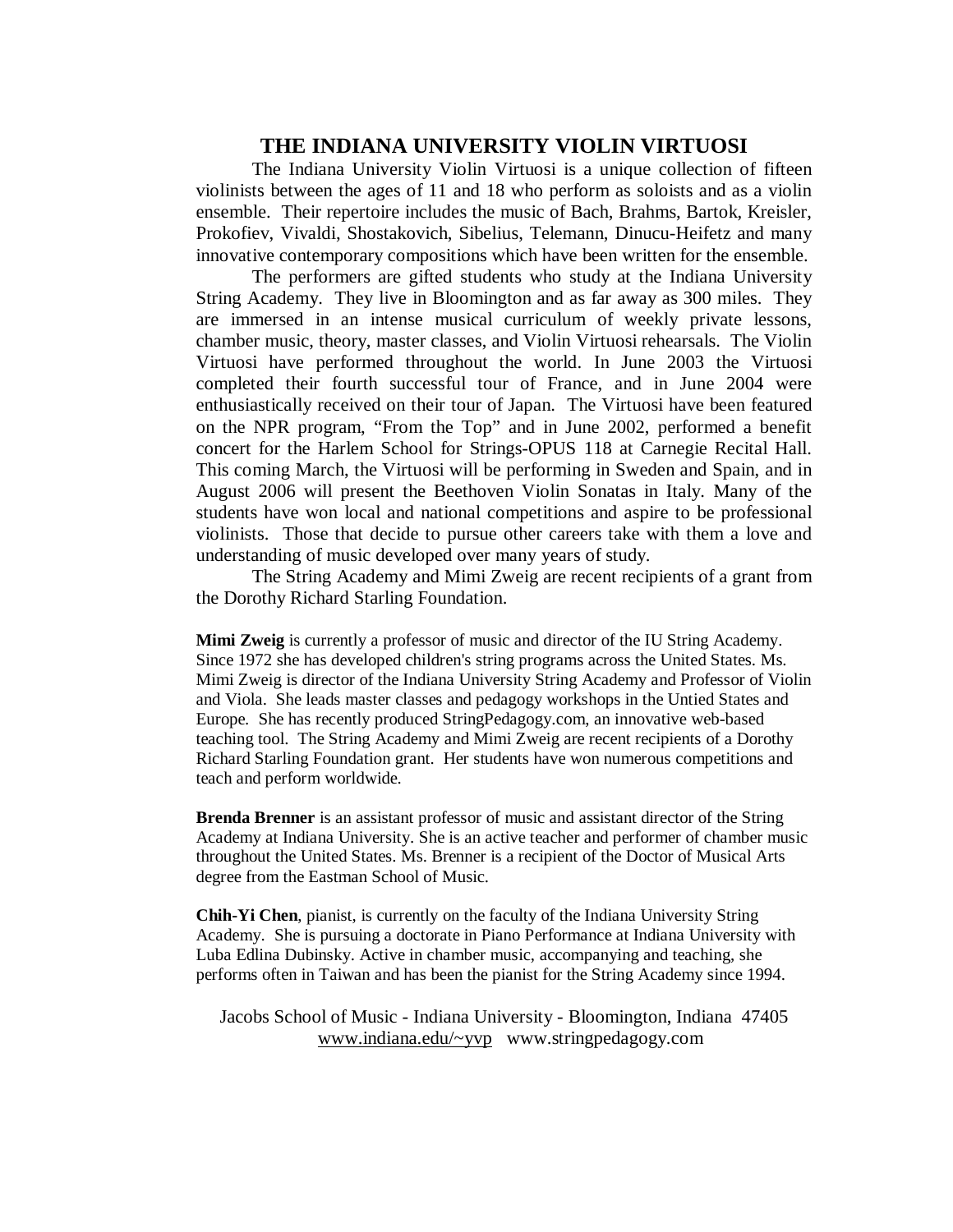# THE INDIANA UNIVERSITY VIOLIN VIRTUOSI

The Indiana University Violin Virtuosi is a unique collection of fifteen violinists between the ages of 11 and 18 who perform as soloists and as a violin ensemble. Their repertoire includes the music of Bach, Brahms, Bartok, Kreisler, Prokofiev, Vivaldi, Shostakovich, Sibelius, Telemann, Dinucu-Heifetz and many innovative contemporary compositions which have been written for the ensemble.

The performers are gifted students who study at the Indiana University String Academy. They live in Bloomington and as far away as 300 miles. They are immersed in an intense musical curriculum of weekly private lessons, chamber music, theory, master classes, and Violin Virtuosi rehearsals. The Violin Virtuosi have performed throughout the world. In June 2003 the Virtuosi completed their fourth successful tour of France, and in June 2004 were enthusiastically received on their tour of Japan. The Virtuosi have been featured on the NPR program, "From the Top" and in June 2002, performed a benefit concert for the Harlem School for Strings-OPUS 118 at Carnegie Recital Hall. This coming March, the Virtuosi will be performing in Sweden and Spain, and in August 2006 will present the Beethoven Violin Sonatas in Italy. Many of the students have won local and national competitions and aspire to be professional violinists. Those that decide to pursue other careers take with them a love and understanding of music developed over many years of study.

The String Academy and Mimi Zweig are recent recipients of a grant from the Dorothy Richard Starling Foundation.

**Mimi Zweig** is currently a professor of music and director of the IU String Academy. Since 1972 she has developed children's string programs across the United States. Ms. Mimi Zweig is director of the Indiana University String Academy and Professor of Violin and Viola. She leads master classes and pedagogy workshops in the Untied States and Europe. She has recently produced StringPedagogy.com, an innovative web-based teaching tool. The String Academy and Mimi Zweig are recent recipients of a Dorothy Richard Starling Foundation grant. Her students have won numerous competitions and teach and perform worldwide.

**Brenda Brenner** is an assistant professor of music and assistant director of the String Academy at Indiana University. She is an active teacher and performer of chamber music throughout the United States. Ms. Brenner is a recipient of the Doctor of Musical Arts degree from the Eastman School of Music.

**Chih-Yi Chen**, pianist, is currently on the faculty of the Indiana University String Academy. She is pursuing a doctorate in Piano Performance at Indiana University with Luba Edlina Dubinsky. Active in chamber music, accompanying and teaching, she performs often in Taiwan and has been the pianist for the String Academy since 1994.

Jacobs School of Music - Indiana University - Bloomington, Indiana 47405
www.indiana.edu/~yvp www.stringpedagogy.com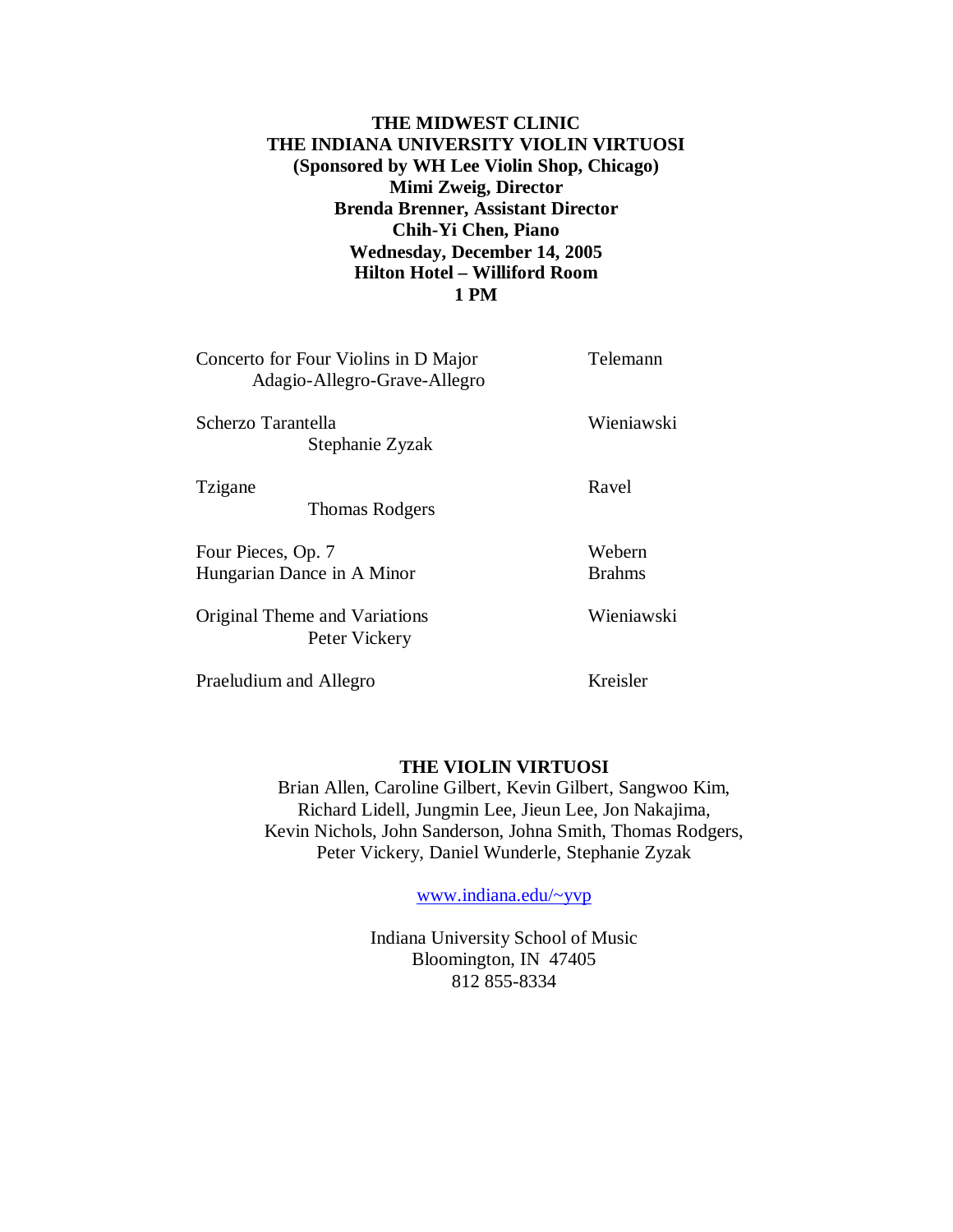**THE MIDWEST CLINIC**
**THE INDIANA UNIVERSITY VIOLIN VIRTUOSI**
**(Sponsored by WH Lee Violin Shop, Chicago)**
**Mimi Zweig, Director**
**Brenda Brenner, Assistant Director**
**Chih-Yi Chen, Piano**
**Wednesday, December 14, 2005**
**Hilton Hotel – Williford Room**
**1 PM**

| | |
|---|---|
| Concerto for Four Violins in D Major<br>Adagio-Allegro-Grave-Allegro | Telemann |
| Scherzo Tarantella<br>Stephanie Zyzak | Wieniawski |
| Tzigane<br>Thomas Rodgers | Ravel |
| Four Pieces, Op. 7 | Webern |
| Hungarian Dance in A Minor | Brahms |
| Original Theme and Variations<br>Peter Vickery | Wieniawski |
| Praeludium and Allegro | Kreisler |

**THE VIOLIN VIRTUOSI**

Brian Allen, Caroline Gilbert, Kevin Gilbert, Sangwoo Kim, Richard Lidell, Jungmin Lee, Jieun Lee, Jon Nakajima, Kevin Nichols, John Sanderson, Johna Smith, Thomas Rodgers, Peter Vickery, Daniel Wunderle, Stephanie Zyzak

www.indiana.edu/~yvp

Indiana University School of Music
Bloomington, IN 47405
812 855-8334